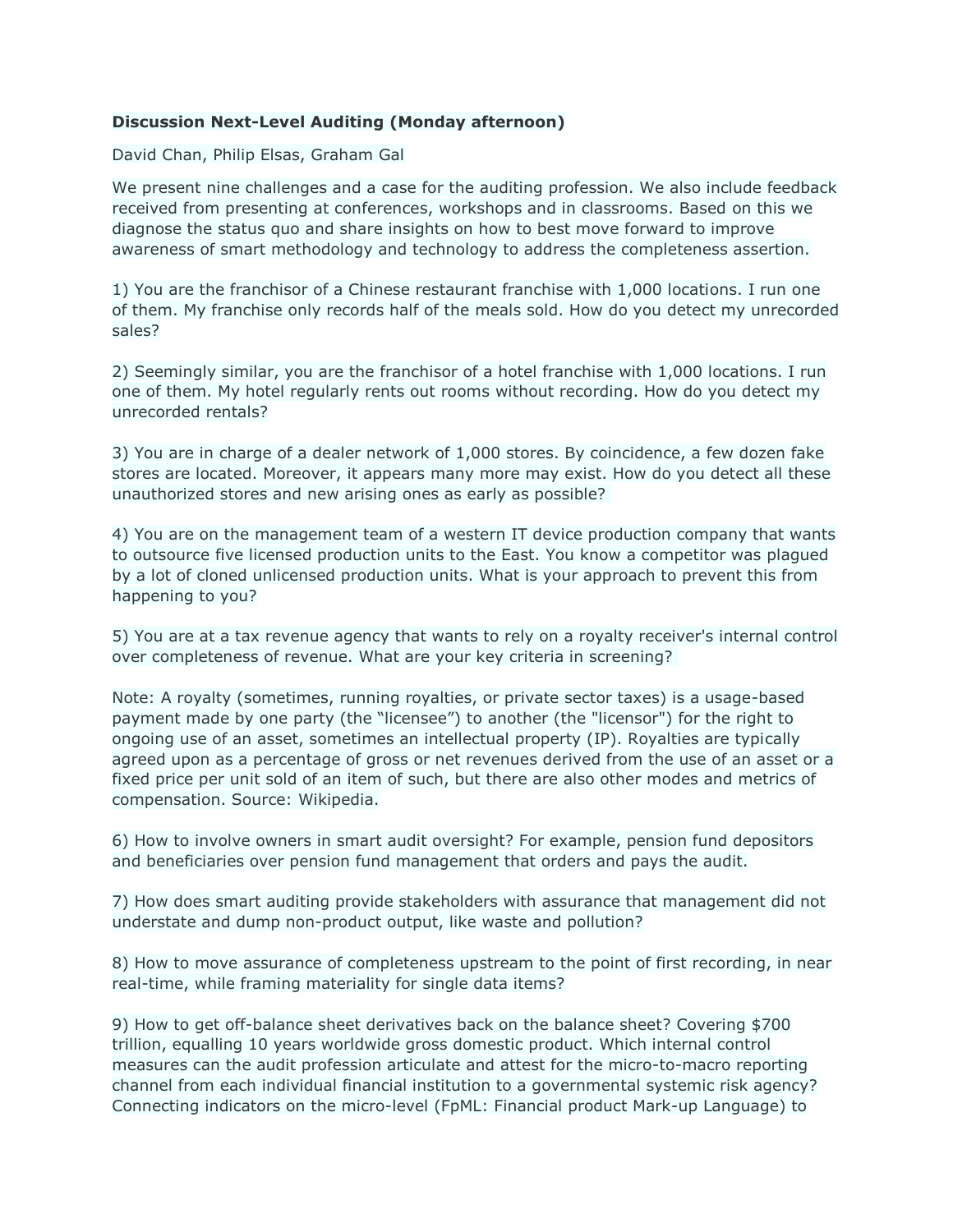**Discussion Next-Level Auditing (Monday afternoon)**

David Chan, Philip Elsas, Graham Gal

We present nine challenges and a case for the auditing profession. We also include feedback received from presenting at conferences, workshops and in classrooms. Based on this we diagnose the status quo and share insights on how to best move forward to improve awareness of smart methodology and technology to address the completeness assertion.

1) You are the franchisor of a Chinese restaurant franchise with 1,000 locations. I run one of them. My franchise only records half of the meals sold. How do you detect my unrecorded sales?

2) Seemingly similar, you are the franchisor of a hotel franchise with 1,000 locations. I run one of them. My hotel regularly rents out rooms without recording. How do you detect my unrecorded rentals?

3) You are in charge of a dealer network of 1,000 stores. By coincidence, a few dozen fake stores are located. Moreover, it appears many more may exist. How do you detect all these unauthorized stores and new arising ones as early as possible?

4) You are on the management team of a western IT device production company that wants to outsource five licensed production units to the East. You know a competitor was plagued by a lot of cloned unlicensed production units. What is your approach to prevent this from happening to you?

5) You are at a tax revenue agency that wants to rely on a royalty receiver's internal control over completeness of revenue. What are your key criteria in screening?

Note: A royalty (sometimes, running royalties, or private sector taxes) is a usage-based payment made by one party (the "licensee") to another (the "licensor") for the right to ongoing use of an asset, sometimes an intellectual property (IP). Royalties are typically agreed upon as a percentage of gross or net revenues derived from the use of an asset or a fixed price per unit sold of an item of such, but there are also other modes and metrics of compensation. Source: Wikipedia.

6) How to involve owners in smart audit oversight? For example, pension fund depositors and beneficiaries over pension fund management that orders and pays the audit.

7) How does smart auditing provide stakeholders with assurance that management did not understate and dump non-product output, like waste and pollution?

8) How to move assurance of completeness upstream to the point of first recording, in near real-time, while framing materiality for single data items?

9) How to get off-balance sheet derivatives back on the balance sheet? Covering $700 trillion, equalling 10 years worldwide gross domestic product. Which internal control measures can the audit profession articulate and attest for the micro-to-macro reporting channel from each individual financial institution to a governmental systemic risk agency? Connecting indicators on the micro-level (FpML: Financial product Mark-up Language) to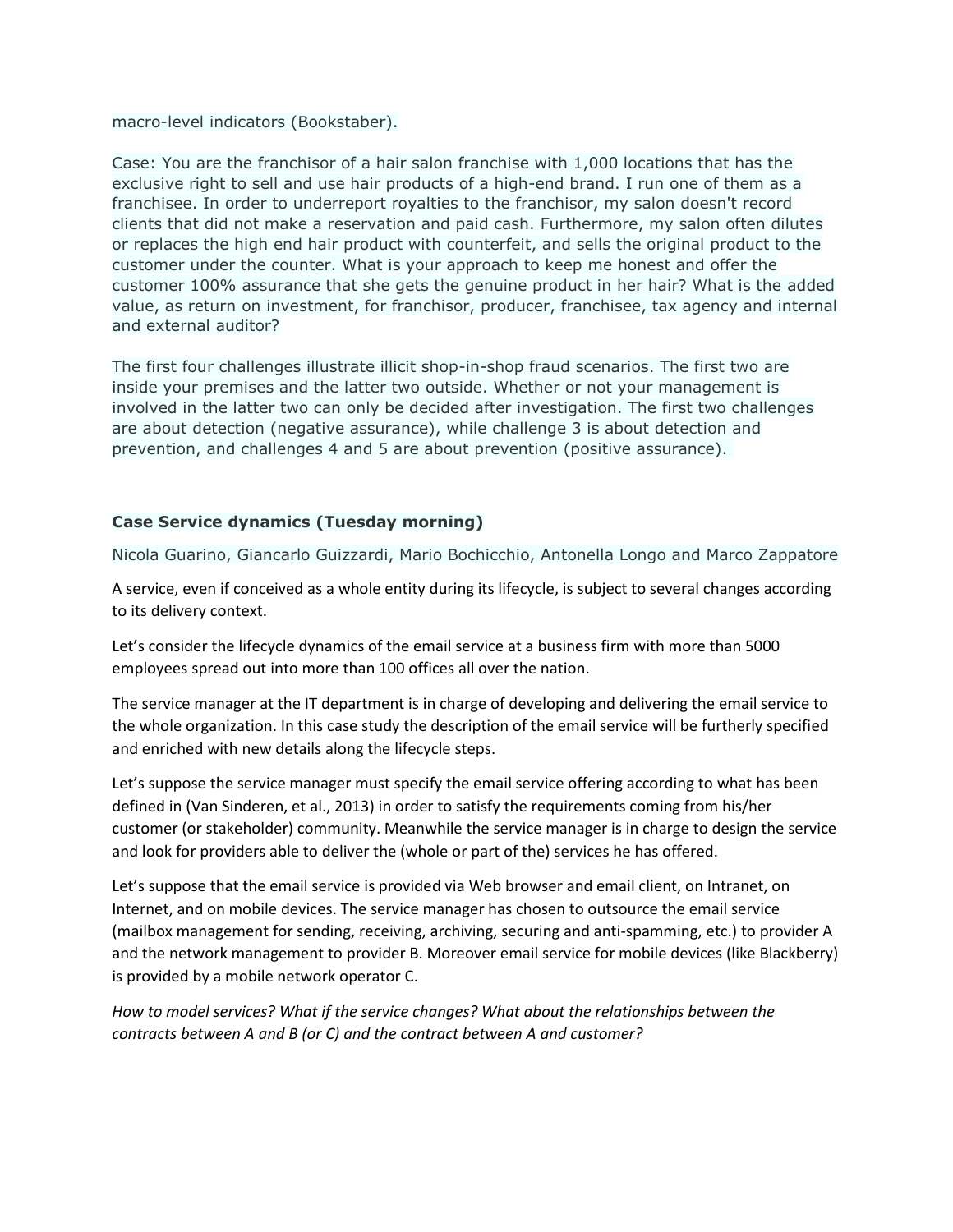macro-level indicators (Bookstaber).

Case: You are the franchisor of a hair salon franchise with 1,000 locations that has the exclusive right to sell and use hair products of a high-end brand. I run one of them as a franchisee. In order to underreport royalties to the franchisor, my salon doesn't record clients that did not make a reservation and paid cash. Furthermore, my salon often dilutes or replaces the high end hair product with counterfeit, and sells the original product to the customer under the counter. What is your approach to keep me honest and offer the customer 100% assurance that she gets the genuine product in her hair? What is the added value, as return on investment, for franchisor, producer, franchisee, tax agency and internal and external auditor?

The first four challenges illustrate illicit shop-in-shop fraud scenarios. The first two are inside your premises and the latter two outside. Whether or not your management is involved in the latter two can only be decided after investigation. The first two challenges are about detection (negative assurance), while challenge 3 is about detection and prevention, and challenges 4 and 5 are about prevention (positive assurance).

### Case Service dynamics (Tuesday morning)

Nicola Guarino, Giancarlo Guizzardi, Mario Bochicchio, Antonella Longo and Marco Zappatore

A service, even if conceived as a whole entity during its lifecycle, is subject to several changes according to its delivery context.

Let's consider the lifecycle dynamics of the email service at a business firm with more than 5000 employees spread out into more than 100 offices all over the nation.

The service manager at the IT department is in charge of developing and delivering the email service to the whole organization. In this case study the description of the email service will be furtherly specified and enriched with new details along the lifecycle steps.

Let's suppose the service manager must specify the email service offering according to what has been defined in (Van Sinderen, et al., 2013) in order to satisfy the requirements coming from his/her customer (or stakeholder) community. Meanwhile the service manager is in charge to design the service and look for providers able to deliver the (whole or part of the) services he has offered.

Let's suppose that the email service is provided via Web browser and email client, on Intranet, on Internet, and on mobile devices. The service manager has chosen to outsource the email service (mailbox management for sending, receiving, archiving, securing and anti-spamming, etc.) to provider A and the network management to provider B. Moreover email service for mobile devices (like Blackberry) is provided by a mobile network operator C.

*How to model services? What if the service changes? What about the relationships between the contracts between A and B (or C) and the contract between A and customer?*